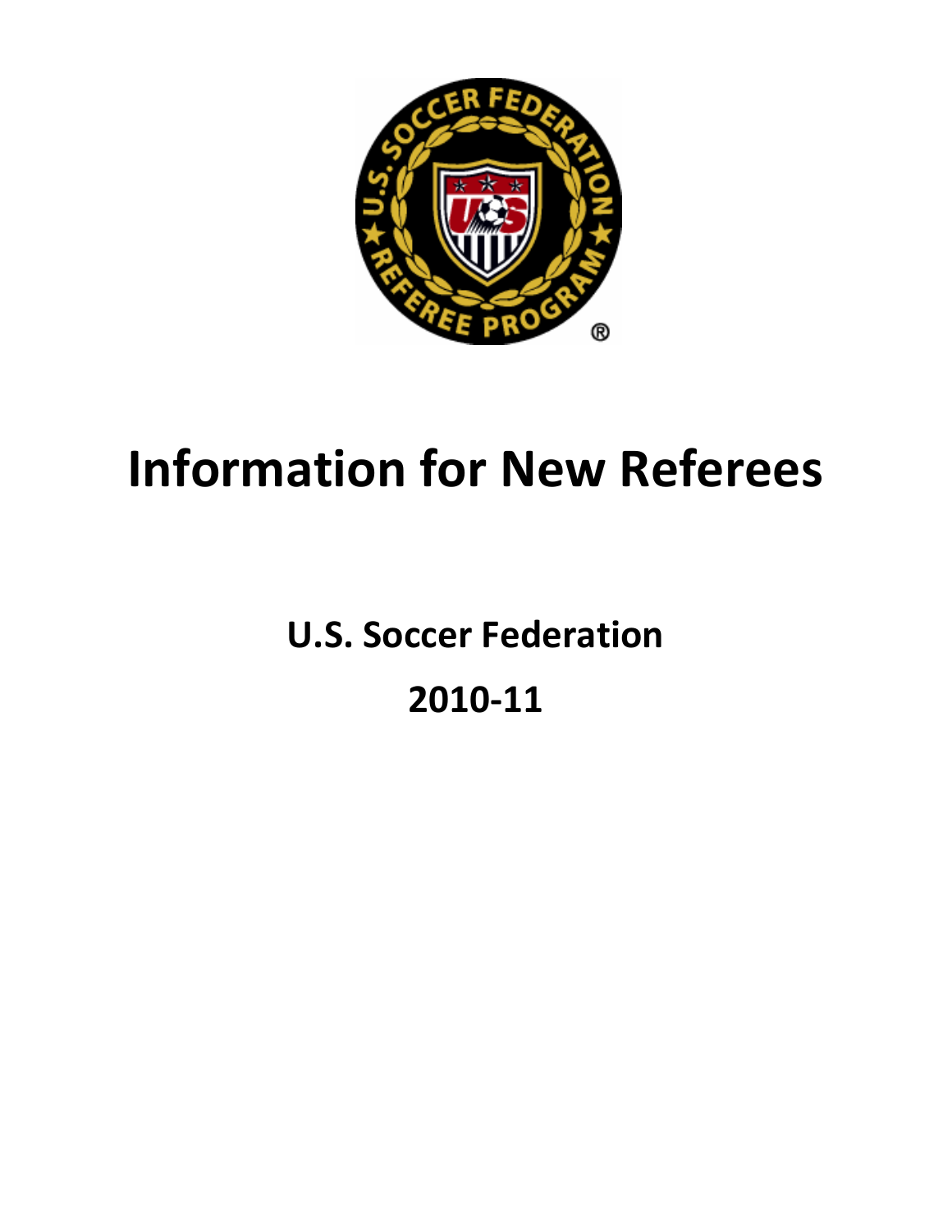# Information for New Referees

## U.S. Soccer Federation

## 2010-11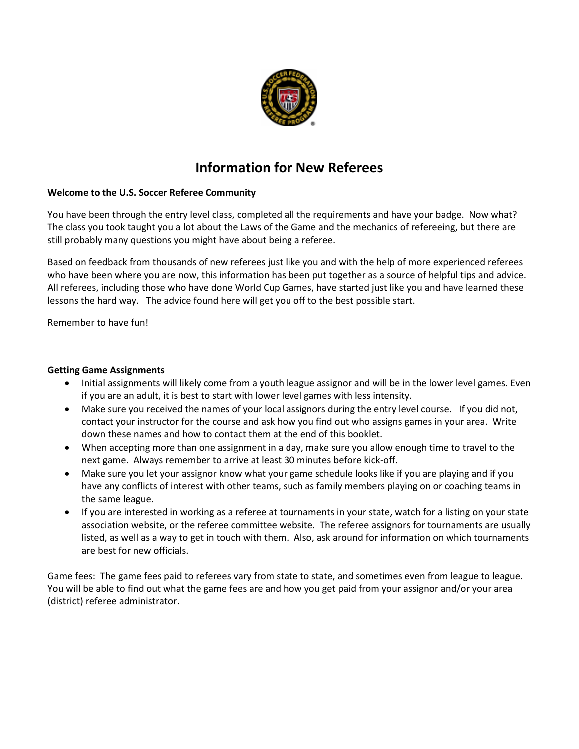# Information for New Referees

**Welcome to the U.S. Soccer Referee Community**

You have been through the entry level class, completed all the requirements and have your badge. Now what? The class you took taught you a lot about the Laws of the Game and the mechanics of refereeing, but there are still probably many questions you might have about being a referee.

Based on feedback from thousands of new referees just like you and with the help of more experienced referees who have been where you are now, this information has been put together as a source of helpful tips and advice. All referees, including those who have done World Cup Games, have started just like you and have learned these lessons the hard way. The advice found here will get you off to the best possible start.

Remember to have fun!

**Getting Game Assignments**

- Initial assignments will likely come from a youth league assignor and will be in the lower level games. Even if you are an adult, it is best to start with lower level games with less intensity.
- Make sure you received the names of your local assignors during the entry level course. If you did not, contact your instructor for the course and ask how you find out who assigns games in your area. Write down these names and how to contact them at the end of this booklet.
- When accepting more than one assignment in a day, make sure you allow enough time to travel to the next game. Always remember to arrive at least 30 minutes before kick-off.
- Make sure you let your assignor know what your game schedule looks like if you are playing and if you have any conflicts of interest with other teams, such as family members playing on or coaching teams in the same league.
- If you are interested in working as a referee at tournaments in your state, watch for a listing on your state association website, or the referee committee website. The referee assignors for tournaments are usually listed, as well as a way to get in touch with them. Also, ask around for information on which tournaments are best for new officials.

Game fees: The game fees paid to referees vary from state to state, and sometimes even from league to league. You will be able to find out what the game fees are and how you get paid from your assignor and/or your area (district) referee administrator.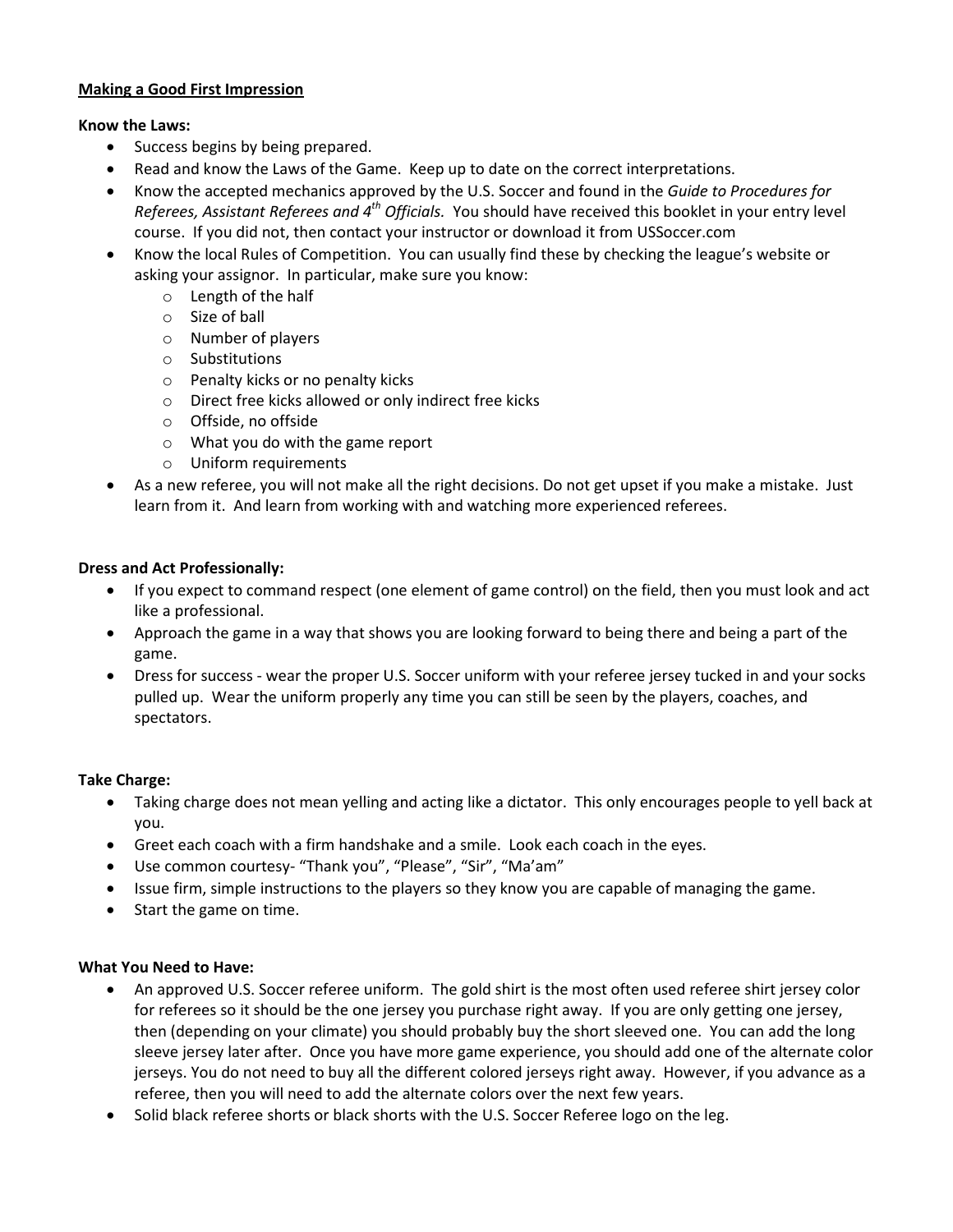## Making a Good First Impression

**Know the Laws:**

- Success begins by being prepared.
- Read and know the Laws of the Game. Keep up to date on the correct interpretations.
- Know the accepted mechanics approved by the U.S. Soccer and found in the *Guide to Procedures for Referees, Assistant Referees and 4th Officials.* You should have received this booklet in your entry level course. If you did not, then contact your instructor or download it from USSoccer.com
- Know the local Rules of Competition. You can usually find these by checking the league's website or asking your assignor. In particular, make sure you know:
  - Length of the half
  - Size of ball
  - Number of players
  - Substitutions
  - Penalty kicks or no penalty kicks
  - Direct free kicks allowed or only indirect free kicks
  - Offside, no offside
  - What you do with the game report
  - Uniform requirements
- As a new referee, you will not make all the right decisions. Do not get upset if you make a mistake. Just learn from it. And learn from working with and watching more experienced referees.

**Dress and Act Professionally:**

- If you expect to command respect (one element of game control) on the field, then you must look and act like a professional.
- Approach the game in a way that shows you are looking forward to being there and being a part of the game.
- Dress for success - wear the proper U.S. Soccer uniform with your referee jersey tucked in and your socks pulled up. Wear the uniform properly any time you can still be seen by the players, coaches, and spectators.

**Take Charge:**

- Taking charge does not mean yelling and acting like a dictator. This only encourages people to yell back at you.
- Greet each coach with a firm handshake and a smile. Look each coach in the eyes.
- Use common courtesy- "Thank you", "Please", "Sir", "Ma'am"
- Issue firm, simple instructions to the players so they know you are capable of managing the game.
- Start the game on time.

**What You Need to Have:**

- An approved U.S. Soccer referee uniform. The gold shirt is the most often used referee shirt jersey color for referees so it should be the one jersey you purchase right away. If you are only getting one jersey, then (depending on your climate) you should probably buy the short sleeved one. You can add the long sleeve jersey later after. Once you have more game experience, you should add one of the alternate color jerseys. You do not need to buy all the different colored jerseys right away. However, if you advance as a referee, then you will need to add the alternate colors over the next few years.
- Solid black referee shorts or black shorts with the U.S. Soccer Referee logo on the leg.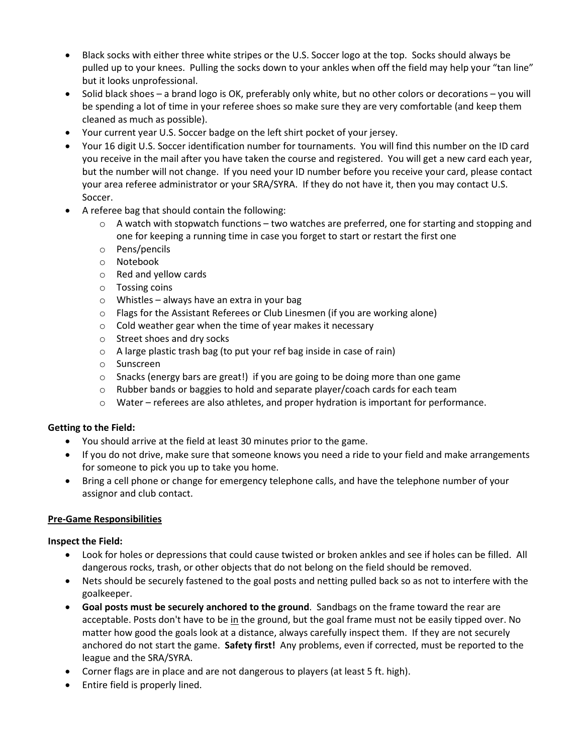- Black socks with either three white stripes or the U.S. Soccer logo at the top. Socks should always be pulled up to your knees. Pulling the socks down to your ankles when off the field may help your "tan line" but it looks unprofessional.
- Solid black shoes – a brand logo is OK, preferably only white, but no other colors or decorations – you will be spending a lot of time in your referee shoes so make sure they are very comfortable (and keep them cleaned as much as possible).
- Your current year U.S. Soccer badge on the left shirt pocket of your jersey.
- Your 16 digit U.S. Soccer identification number for tournaments. You will find this number on the ID card you receive in the mail after you have taken the course and registered. You will get a new card each year, but the number will not change. If you need your ID number before you receive your card, please contact your area referee administrator or your SRA/SYRA. If they do not have it, then you may contact U.S. Soccer.
- A referee bag that should contain the following:
    - A watch with stopwatch functions – two watches are preferred, one for starting and stopping and one for keeping a running time in case you forget to start or restart the first one
    - Pens/pencils
    - Notebook
    - Red and yellow cards
    - Tossing coins
    - Whistles – always have an extra in your bag
    - Flags for the Assistant Referees or Club Linesmen (if you are working alone)
    - Cold weather gear when the time of year makes it necessary
    - Street shoes and dry socks
    - A large plastic trash bag (to put your ref bag inside in case of rain)
    - Sunscreen
    - Snacks (energy bars are great!) if you are going to be doing more than one game
    - Rubber bands or baggies to hold and separate player/coach cards for each team
    - Water – referees are also athletes, and proper hydration is important for performance.

**Getting to the Field:**

- You should arrive at the field at least 30 minutes prior to the game.
- If you do not drive, make sure that someone knows you need a ride to your field and make arrangements for someone to pick you up to take you home.
- Bring a cell phone or change for emergency telephone calls, and have the telephone number of your assignor and club contact.

## Pre-Game Responsibilities

**Inspect the Field:**

- Look for holes or depressions that could cause twisted or broken ankles and see if holes can be filled. All dangerous rocks, trash, or other objects that do not belong on the field should be removed.
- Nets should be securely fastened to the goal posts and netting pulled back so as not to interfere with the goalkeeper.
- **Goal posts must be securely anchored to the ground**. Sandbags on the frame toward the rear are acceptable. Posts don't have to be in the ground, but the goal frame must not be easily tipped over. No matter how good the goals look at a distance, always carefully inspect them. If they are not securely anchored do not start the game. **Safety first!** Any problems, even if corrected, must be reported to the league and the SRA/SYRA.
- Corner flags are in place and are not dangerous to players (at least 5 ft. high).
- Entire field is properly lined.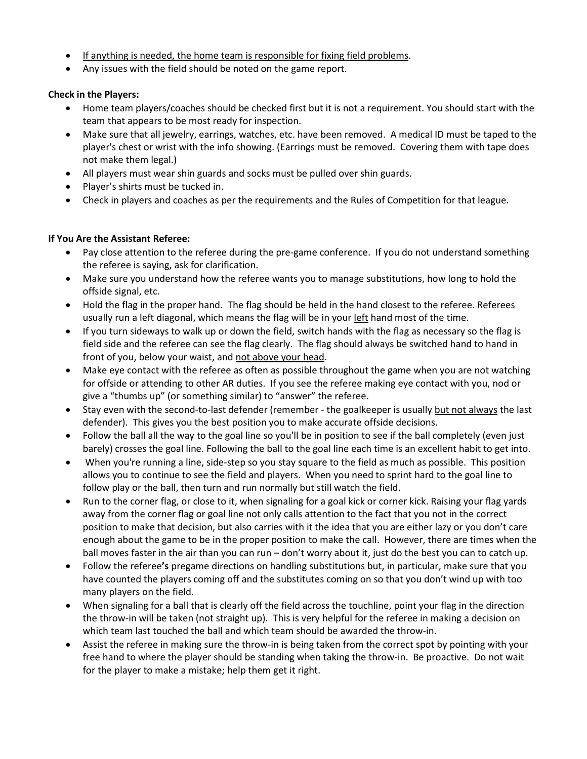- If anything is needed, the home team is responsible for fixing field problems.
- Any issues with the field should be noted on the game report.

**Check in the Players:**

- Home team players/coaches should be checked first but it is not a requirement. You should start with the team that appears to be most ready for inspection.
- Make sure that all jewelry, earrings, watches, etc. have been removed. A medical ID must be taped to the player's chest or wrist with the info showing. (Earrings must be removed. Covering them with tape does not make them legal.)
- All players must wear shin guards and socks must be pulled over shin guards.
- Player's shirts must be tucked in.
- Check in players and coaches as per the requirements and the Rules of Competition for that league.

**If You Are the Assistant Referee:**

- Pay close attention to the referee during the pre-game conference. If you do not understand something the referee is saying, ask for clarification.
- Make sure you understand how the referee wants you to manage substitutions, how long to hold the offside signal, etc.
- Hold the flag in the proper hand. The flag should be held in the hand closest to the referee. Referees usually run a left diagonal, which means the flag will be in your left hand most of the time.
- If you turn sideways to walk up or down the field, switch hands with the flag as necessary so the flag is field side and the referee can see the flag clearly. The flag should always be switched hand to hand in front of you, below your waist, and not above your head.
- Make eye contact with the referee as often as possible throughout the game when you are not watching for offside or attending to other AR duties. If you see the referee making eye contact with you, nod or give a "thumbs up" (or something similar) to "answer" the referee.
- Stay even with the second-to-last defender (remember - the goalkeeper is usually but not always the last defender). This gives you the best position you to make accurate offside decisions.
- Follow the ball all the way to the goal line so you'll be in position to see if the ball completely (even just barely) crosses the goal line. Following the ball to the goal line each time is an excellent habit to get into.
- When you're running a line, side-step so you stay square to the field as much as possible. This position allows you to continue to see the field and players. When you need to sprint hard to the goal line to follow play or the ball, then turn and run normally but still watch the field.
- Run to the corner flag, or close to it, when signaling for a goal kick or corner kick. Raising your flag yards away from the corner flag or goal line not only calls attention to the fact that you not in the correct position to make that decision, but also carries with it the idea that you are either lazy or you don't care enough about the game to be in the proper position to make the call. However, there are times when the ball moves faster in the air than you can run – don't worry about it, just do the best you can to catch up.
- Follow the referee**s** pregame directions on handling substitutions but, in particular, make sure that you have counted the players coming off and the substitutes coming on so that you don't wind up with too many players on the field.
- When signaling for a ball that is clearly off the field across the touchline, point your flag in the direction the throw-in will be taken (not straight up). This is very helpful for the referee in making a decision on which team last touched the ball and which team should be awarded the throw-in.
- Assist the referee in making sure the throw-in is being taken from the correct spot by pointing with your free hand to where the player should be standing when taking the throw-in. Be proactive. Do not wait for the player to make a mistake; help them get it right.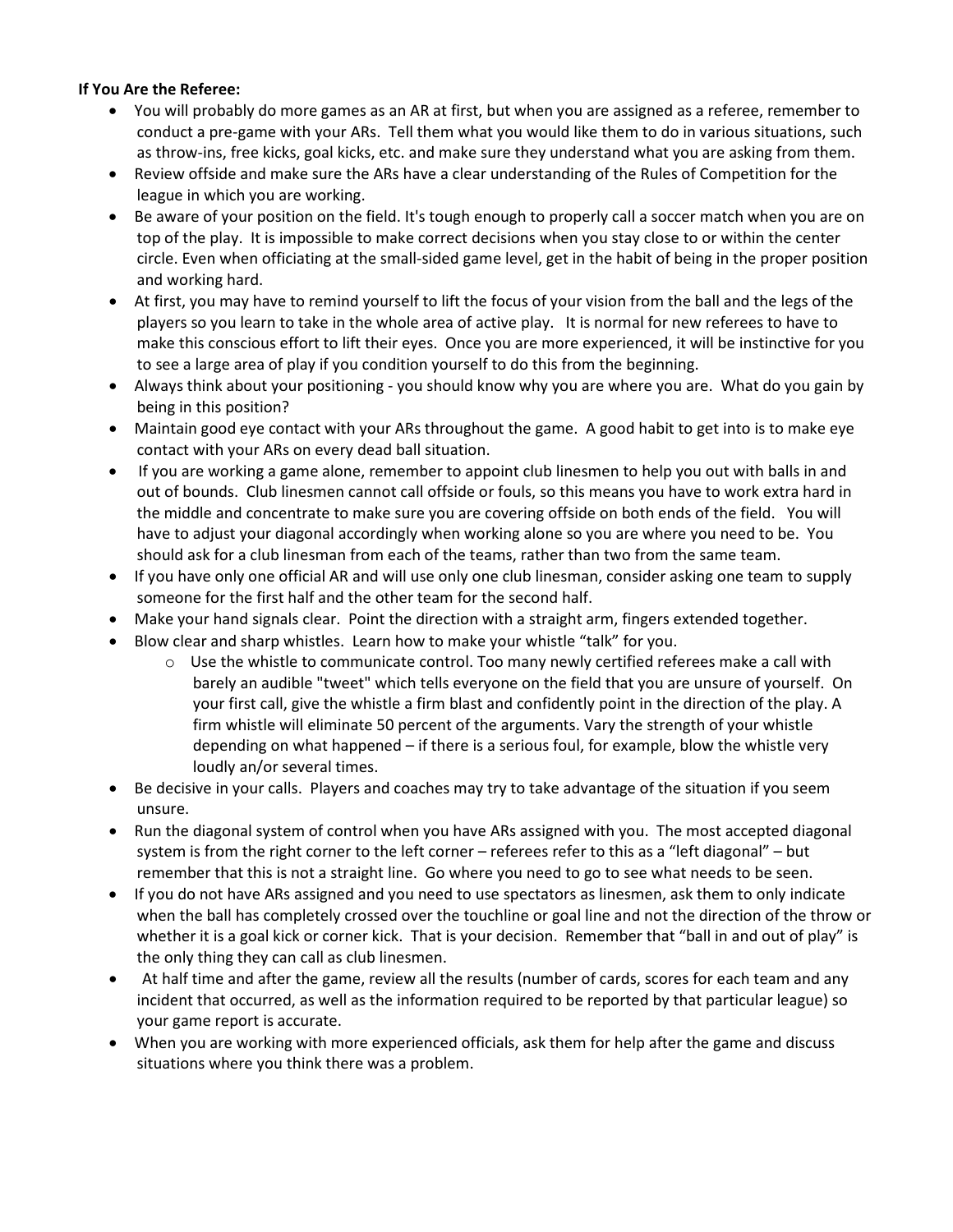**If You Are the Referee:**

- You will probably do more games as an AR at first, but when you are assigned as a referee, remember to conduct a pre-game with your ARs. Tell them what you would like them to do in various situations, such as throw-ins, free kicks, goal kicks, etc. and make sure they understand what you are asking from them.
- Review offside and make sure the ARs have a clear understanding of the Rules of Competition for the league in which you are working.
- Be aware of your position on the field. It's tough enough to properly call a soccer match when you are on top of the play. It is impossible to make correct decisions when you stay close to or within the center circle. Even when officiating at the small-sided game level, get in the habit of being in the proper position and working hard.
- At first, you may have to remind yourself to lift the focus of your vision from the ball and the legs of the players so you learn to take in the whole area of active play. It is normal for new referees to have to make this conscious effort to lift their eyes. Once you are more experienced, it will be instinctive for you to see a large area of play if you condition yourself to do this from the beginning.
- Always think about your positioning - you should know why you are where you are. What do you gain by being in this position?
- Maintain good eye contact with your ARs throughout the game. A good habit to get into is to make eye contact with your ARs on every dead ball situation.
- If you are working a game alone, remember to appoint club linesmen to help you out with balls in and out of bounds. Club linesmen cannot call offside or fouls, so this means you have to work extra hard in the middle and concentrate to make sure you are covering offside on both ends of the field. You will have to adjust your diagonal accordingly when working alone so you are where you need to be. You should ask for a club linesman from each of the teams, rather than two from the same team.
- If you have only one official AR and will use only one club linesman, consider asking one team to supply someone for the first half and the other team for the second half.
- Make your hand signals clear. Point the direction with a straight arm, fingers extended together.
- Blow clear and sharp whistles. Learn how to make your whistle "talk" for you.
  - Use the whistle to communicate control. Too many newly certified referees make a call with barely an audible "tweet" which tells everyone on the field that you are unsure of yourself. On your first call, give the whistle a firm blast and confidently point in the direction of the play. A firm whistle will eliminate 50 percent of the arguments. Vary the strength of your whistle depending on what happened – if there is a serious foul, for example, blow the whistle very loudly an/or several times.
- Be decisive in your calls. Players and coaches may try to take advantage of the situation if you seem unsure.
- Run the diagonal system of control when you have ARs assigned with you. The most accepted diagonal system is from the right corner to the left corner – referees refer to this as a "left diagonal" – but remember that this is not a straight line. Go where you need to go to see what needs to be seen.
- If you do not have ARs assigned and you need to use spectators as linesmen, ask them to only indicate when the ball has completely crossed over the touchline or goal line and not the direction of the throw or whether it is a goal kick or corner kick. That is your decision. Remember that "ball in and out of play" is the only thing they can call as club linesmen.
- At half time and after the game, review all the results (number of cards, scores for each team and any incident that occurred, as well as the information required to be reported by that particular league) so your game report is accurate.
- When you are working with more experienced officials, ask them for help after the game and discuss situations where you think there was a problem.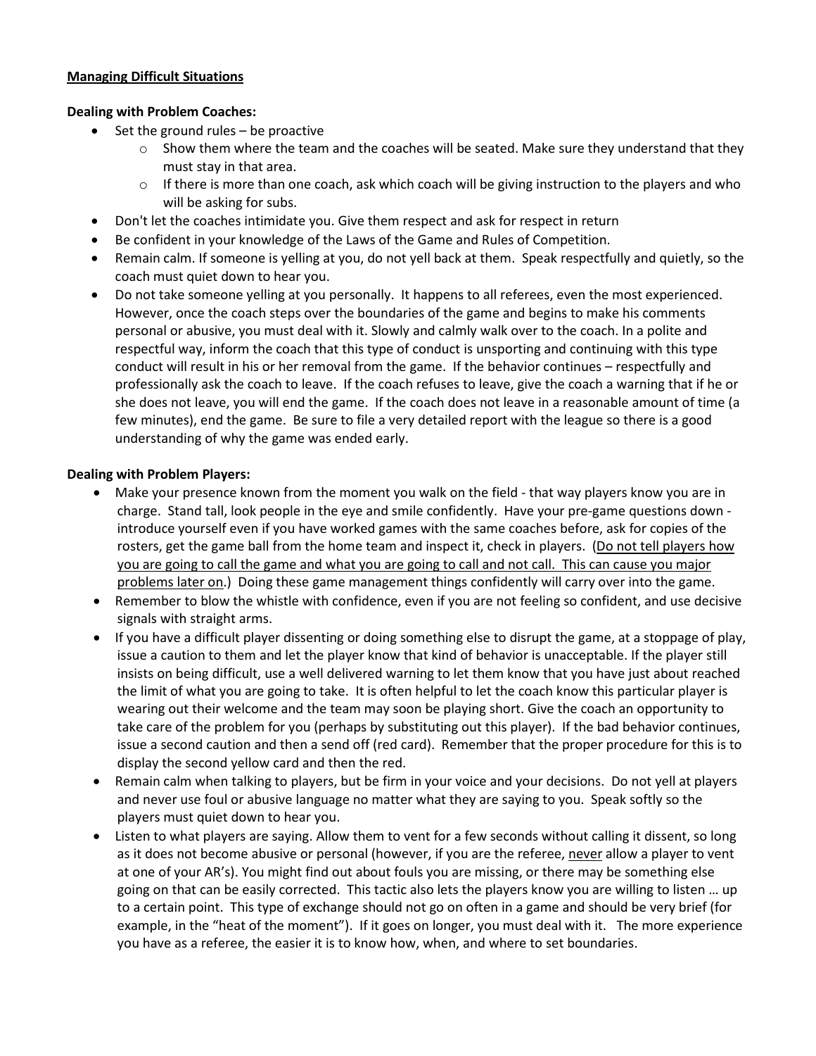**Managing Difficult Situations**

**Dealing with Problem Coaches:**

- Set the ground rules – be proactive
  - Show them where the team and the coaches will be seated. Make sure they understand that they must stay in that area.
  - If there is more than one coach, ask which coach will be giving instruction to the players and who will be asking for subs.
- Don't let the coaches intimidate you. Give them respect and ask for respect in return
- Be confident in your knowledge of the Laws of the Game and Rules of Competition.
- Remain calm. If someone is yelling at you, do not yell back at them. Speak respectfully and quietly, so the coach must quiet down to hear you.
- Do not take someone yelling at you personally. It happens to all referees, even the most experienced. However, once the coach steps over the boundaries of the game and begins to make his comments personal or abusive, you must deal with it. Slowly and calmly walk over to the coach. In a polite and respectful way, inform the coach that this type of conduct is unsporting and continuing with this type conduct will result in his or her removal from the game. If the behavior continues – respectfully and professionally ask the coach to leave. If the coach refuses to leave, give the coach a warning that if he or she does not leave, you will end the game. If the coach does not leave in a reasonable amount of time (a few minutes), end the game. Be sure to file a very detailed report with the league so there is a good understanding of why the game was ended early.

**Dealing with Problem Players:**

- Make your presence known from the moment you walk on the field - that way players know you are in charge. Stand tall, look people in the eye and smile confidently. Have your pre-game questions down - introduce yourself even if you have worked games with the same coaches before, ask for copies of the rosters, get the game ball from the home team and inspect it, check in players. (<u>Do not tell players how you are going to call the game and what you are going to call and not call. This can cause you major problems later on</u>.) Doing these game management things confidently will carry over into the game.
- Remember to blow the whistle with confidence, even if you are not feeling so confident, and use decisive signals with straight arms.
- If you have a difficult player dissenting or doing something else to disrupt the game, at a stoppage of play, issue a caution to them and let the player know that kind of behavior is unacceptable. If the player still insists on being difficult, use a well delivered warning to let them know that you have just about reached the limit of what you are going to take. It is often helpful to let the coach know this particular player is wearing out their welcome and the team may soon be playing short. Give the coach an opportunity to take care of the problem for you (perhaps by substituting out this player). If the bad behavior continues, issue a second caution and then a send off (red card). Remember that the proper procedure for this is to display the second yellow card and then the red.
- Remain calm when talking to players, but be firm in your voice and your decisions. Do not yell at players and never use foul or abusive language no matter what they are saying to you. Speak softly so the players must quiet down to hear you.
- Listen to what players are saying. Allow them to vent for a few seconds without calling it dissent, so long as it does not become abusive or personal (however, if you are the referee, <u>never</u> allow a player to vent at one of your AR's). You might find out about fouls you are missing, or there may be something else going on that can be easily corrected. This tactic also lets the players know you are willing to listen … up to a certain point. This type of exchange should not go on often in a game and should be very brief (for example, in the "heat of the moment"). If it goes on longer, you must deal with it. The more experience you have as a referee, the easier it is to know how, when, and where to set boundaries.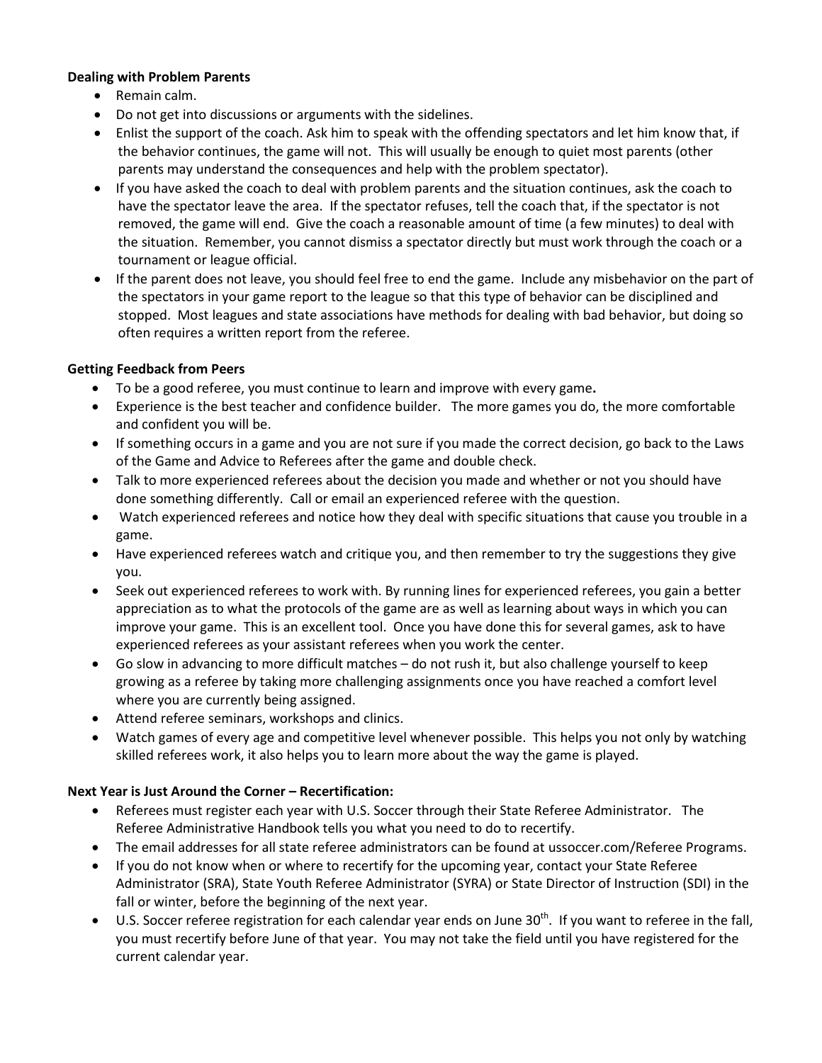**Dealing with Problem Parents**

- Remain calm.
- Do not get into discussions or arguments with the sidelines.
- Enlist the support of the coach. Ask him to speak with the offending spectators and let him know that, if the behavior continues, the game will not. This will usually be enough to quiet most parents (other parents may understand the consequences and help with the problem spectator).
- If you have asked the coach to deal with problem parents and the situation continues, ask the coach to have the spectator leave the area. If the spectator refuses, tell the coach that, if the spectator is not removed, the game will end. Give the coach a reasonable amount of time (a few minutes) to deal with the situation. Remember, you cannot dismiss a spectator directly but must work through the coach or a tournament or league official.
- If the parent does not leave, you should feel free to end the game. Include any misbehavior on the part of the spectators in your game report to the league so that this type of behavior can be disciplined and stopped. Most leagues and state associations have methods for dealing with bad behavior, but doing so often requires a written report from the referee.

**Getting Feedback from Peers**

- To be a good referee, you must continue to learn and improve with every game**.**
- Experience is the best teacher and confidence builder. The more games you do, the more comfortable and confident you will be.
- If something occurs in a game and you are not sure if you made the correct decision, go back to the Laws of the Game and Advice to Referees after the game and double check.
- Talk to more experienced referees about the decision you made and whether or not you should have done something differently. Call or email an experienced referee with the question.
- Watch experienced referees and notice how they deal with specific situations that cause you trouble in a game.
- Have experienced referees watch and critique you, and then remember to try the suggestions they give you.
- Seek out experienced referees to work with. By running lines for experienced referees, you gain a better appreciation as to what the protocols of the game are as well as learning about ways in which you can improve your game. This is an excellent tool. Once you have done this for several games, ask to have experienced referees as your assistant referees when you work the center.
- Go slow in advancing to more difficult matches – do not rush it, but also challenge yourself to keep growing as a referee by taking more challenging assignments once you have reached a comfort level where you are currently being assigned.
- Attend referee seminars, workshops and clinics.
- Watch games of every age and competitive level whenever possible. This helps you not only by watching skilled referees work, it also helps you to learn more about the way the game is played.

**Next Year is Just Around the Corner – Recertification:**

- Referees must register each year with U.S. Soccer through their State Referee Administrator. The Referee Administrative Handbook tells you what you need to do to recertify.
- The email addresses for all state referee administrators can be found at ussoccer.com/Referee Programs.
- If you do not know when or where to recertify for the upcoming year, contact your State Referee Administrator (SRA), State Youth Referee Administrator (SYRA) or State Director of Instruction (SDI) in the fall or winter, before the beginning of the next year.
- U.S. Soccer referee registration for each calendar year ends on June 30th. If you want to referee in the fall, you must recertify before June of that year. You may not take the field until you have registered for the current calendar year.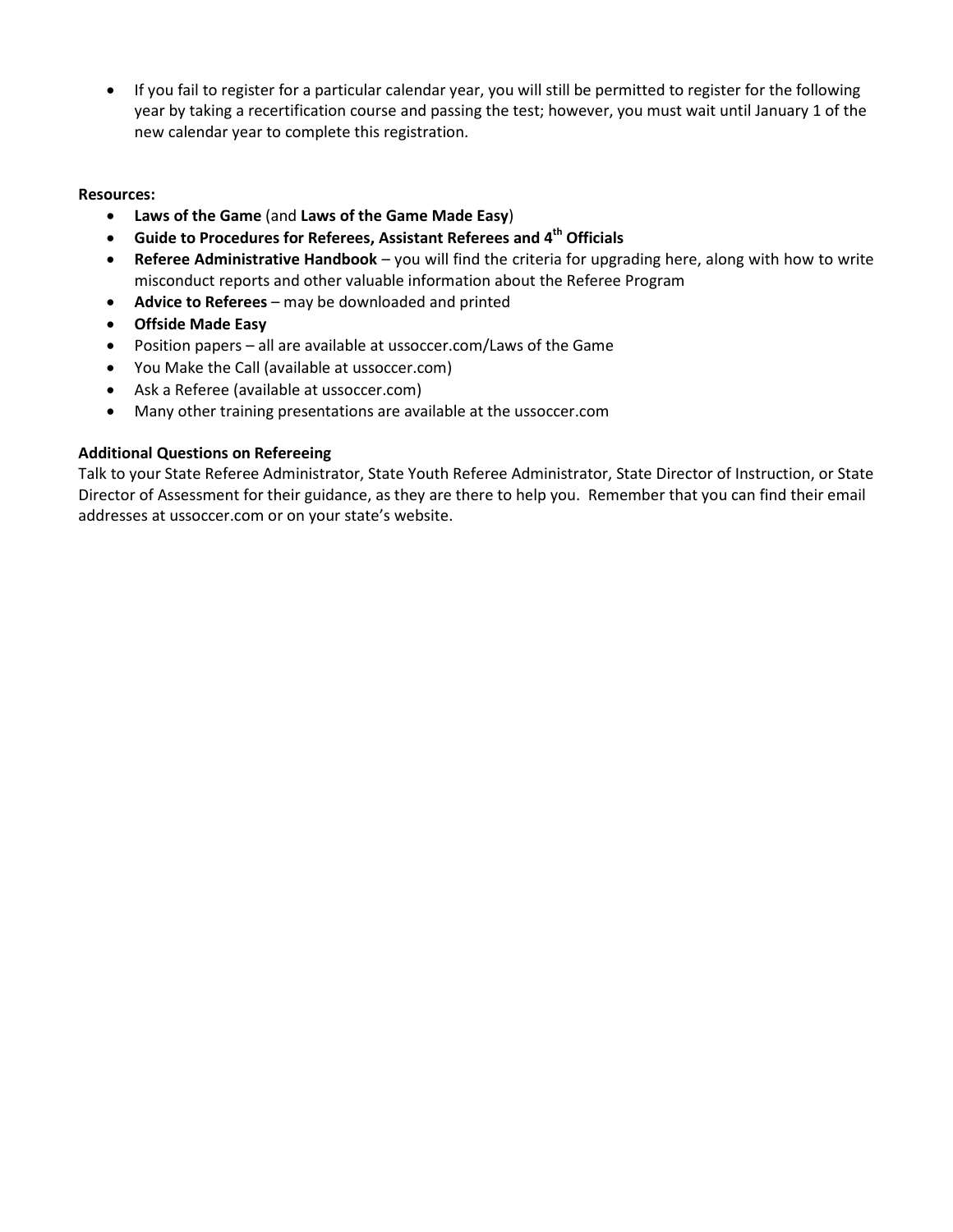- If you fail to register for a particular calendar year, you will still be permitted to register for the following year by taking a recertification course and passing the test; however, you must wait until January 1 of the new calendar year to complete this registration.

**Resources:**

- **Laws of the Game** (and **Laws of the Game Made Easy**)
- **Guide to Procedures for Referees, Assistant Referees and 4th Officials**
- **Referee Administrative Handbook** – you will find the criteria for upgrading here, along with how to write misconduct reports and other valuable information about the Referee Program
- **Advice to Referees** – may be downloaded and printed
- **Offside Made Easy**
- Position papers – all are available at ussoccer.com/Laws of the Game
- You Make the Call (available at ussoccer.com)
- Ask a Referee (available at ussoccer.com)
- Many other training presentations are available at the ussoccer.com

**Additional Questions on Refereeing**

Talk to your State Referee Administrator, State Youth Referee Administrator, State Director of Instruction, or State Director of Assessment for their guidance, as they are there to help you. Remember that you can find their email addresses at ussoccer.com or on your state's website.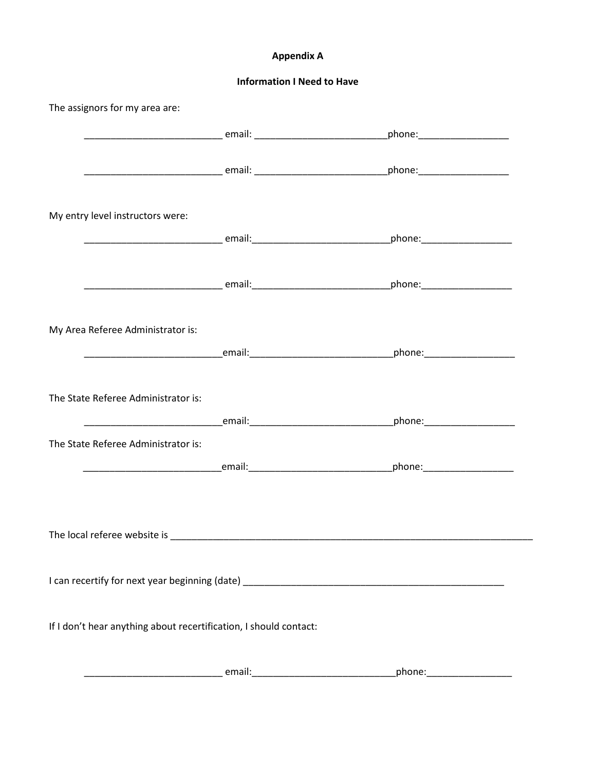**Appendix A**

**Information I Need to Have**

The assignors for my area are:

__________________________ email: ________________________phone:_________________

__________________________ email: ________________________phone:_________________

My entry level instructors were:

__________________________ email:_________________________phone:_________________

__________________________ email:_________________________phone:_________________

My Area Referee Administrator is:

__________________________email:__________________________phone:_________________

The State Referee Administrator is:

__________________________email:__________________________phone:_________________

The State Referee Administrator is:

__________________________email:__________________________phone:_________________

The local referee website is ____________________________________________________________________

I can recertify for next year beginning (date) __________________________________________________

If I don't hear anything about recertification, I should contact:

__________________________ email:__________________________phone:________________